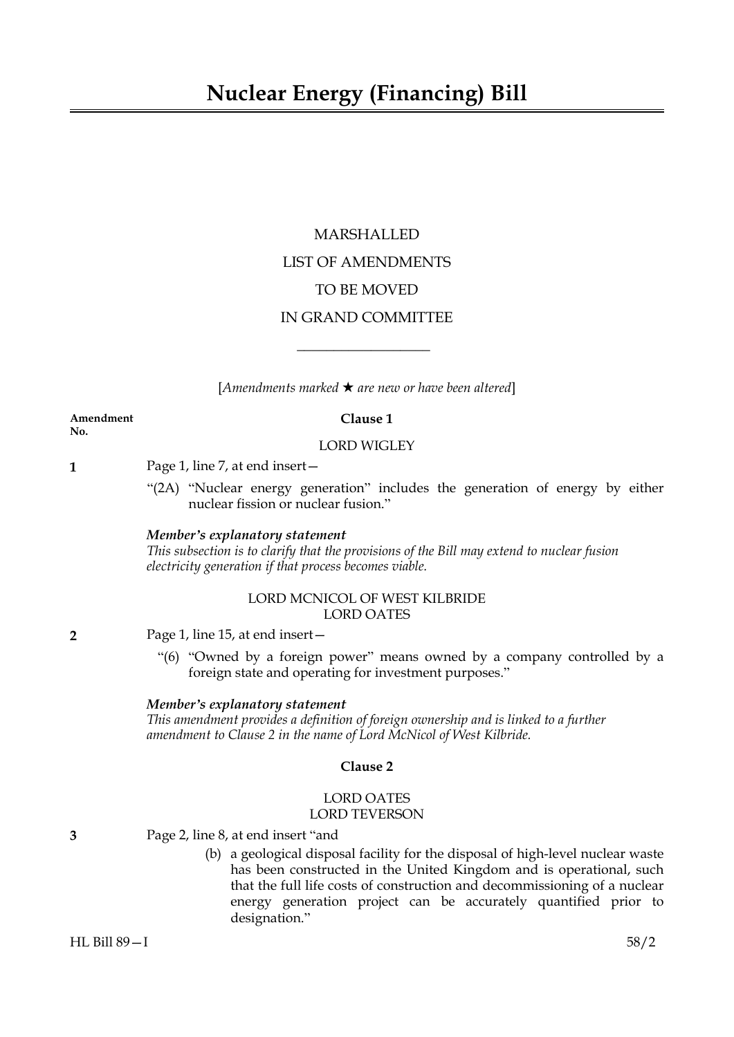# Nuclear Energy (Financing) Bill

MARSHALLED

LIST OF AMENDMENTS

TO BE MOVED

IN GRAND COMMITTEE

[*Amendments marked ★ are new or have been altered*]

**Amendment No.**

**Clause 1**

LORD WIGLEY

**1** Page 1, line 7, at end insert—

"(2A) "Nuclear energy generation" includes the generation of energy by either nuclear fission or nuclear fusion."

***Member's explanatory statement***

*This subsection is to clarify that the provisions of the Bill may extend to nuclear fusion electricity generation if that process becomes viable.*

LORD MCNICOL OF WEST KILBRIDE
LORD OATES

**2** Page 1, line 15, at end insert—

"(6) "Owned by a foreign power" means owned by a company controlled by a foreign state and operating for investment purposes."

***Member's explanatory statement***

*This amendment provides a definition of foreign ownership and is linked to a further amendment to Clause 2 in the name of Lord McNicol of West Kilbride.*

**Clause 2**

LORD OATES
LORD TEVERSON

**3** Page 2, line 8, at end insert "and

(b) a geological disposal facility for the disposal of high-level nuclear waste has been constructed in the United Kingdom and is operational, such that the full life costs of construction and decommissioning of a nuclear energy generation project can be accurately quantified prior to designation."

HL Bill 89—I 58/2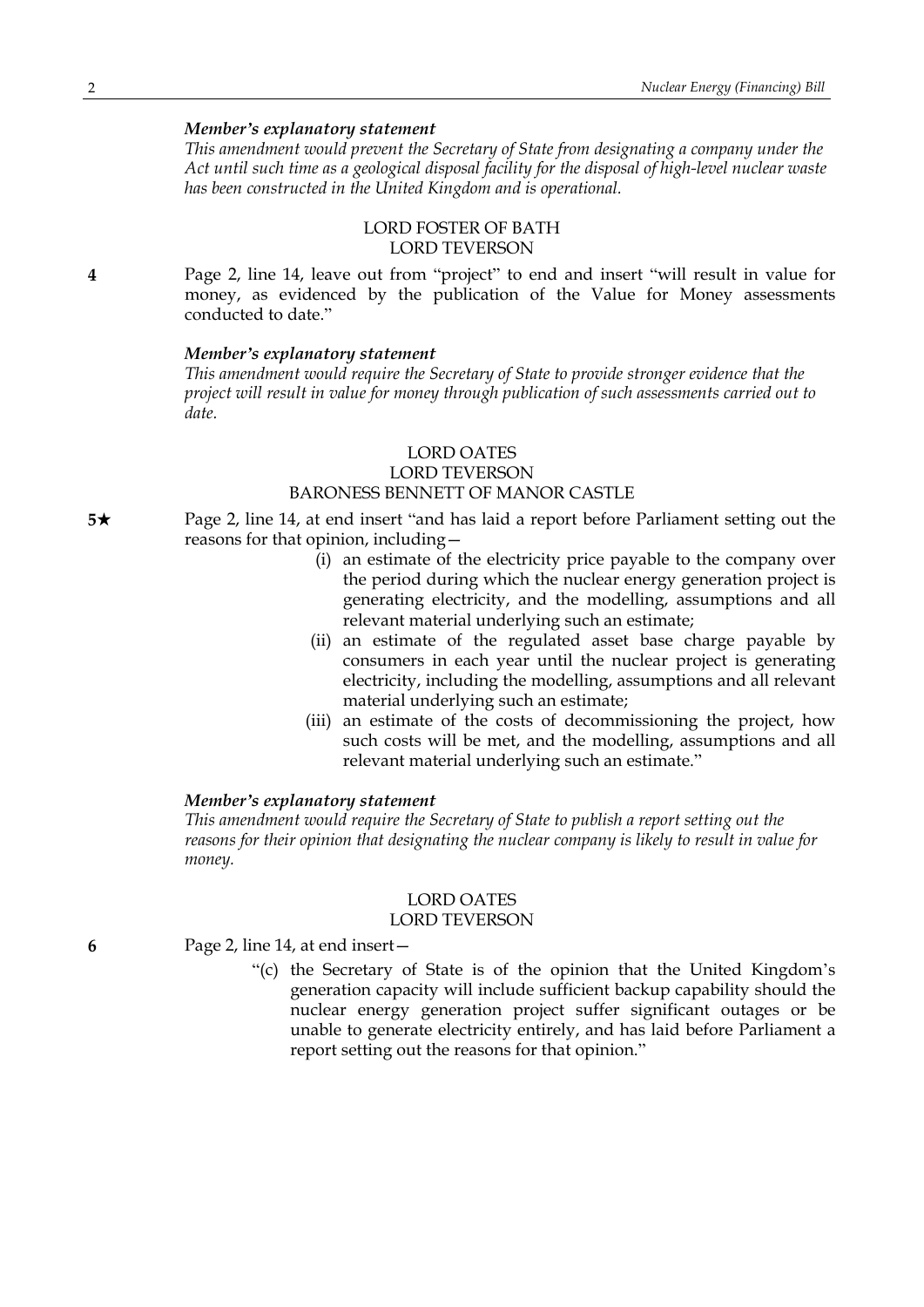***Member's explanatory statement***

*This amendment would prevent the Secretary of State from designating a company under the Act until such time as a geological disposal facility for the disposal of high-level nuclear waste has been constructed in the United Kingdom and is operational.*

LORD FOSTER OF BATH
LORD TEVERSON

**4** Page 2, line 14, leave out from "project" to end and insert "will result in value for money, as evidenced by the publication of the Value for Money assessments conducted to date."

***Member's explanatory statement***

*This amendment would require the Secretary of State to provide stronger evidence that the project will result in value for money through publication of such assessments carried out to date.*

LORD OATES
LORD TEVERSON
BARONESS BENNETT OF MANOR CASTLE

**5★** Page 2, line 14, at end insert "and has laid a report before Parliament setting out the reasons for that opinion, including—

(i) an estimate of the electricity price payable to the company over the period during which the nuclear energy generation project is generating electricity, and the modelling, assumptions and all relevant material underlying such an estimate;

(ii) an estimate of the regulated asset base charge payable by consumers in each year until the nuclear project is generating electricity, including the modelling, assumptions and all relevant material underlying such an estimate;

(iii) an estimate of the costs of decommissioning the project, how such costs will be met, and the modelling, assumptions and all relevant material underlying such an estimate."

***Member's explanatory statement***

*This amendment would require the Secretary of State to publish a report setting out the reasons for their opinion that designating the nuclear company is likely to result in value for money.*

LORD OATES
LORD TEVERSON

**6** Page 2, line 14, at end insert—

"(c) the Secretary of State is of the opinion that the United Kingdom's generation capacity will include sufficient backup capability should the nuclear energy generation project suffer significant outages or be unable to generate electricity entirely, and has laid before Parliament a report setting out the reasons for that opinion."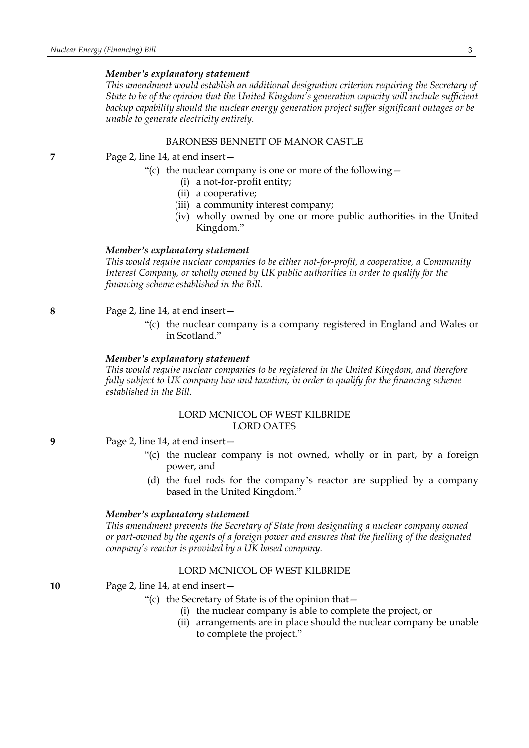***Member's explanatory statement***

*This amendment would establish an additional designation criterion requiring the Secretary of State to be of the opinion that the United Kingdom's generation capacity will include sufficient backup capability should the nuclear energy generation project suffer significant outages or be unable to generate electricity entirely.*

BARONESS BENNETT OF MANOR CASTLE

**7** Page 2, line 14, at end insert—

"(c) the nuclear company is one or more of the following—
  (i) a not-for-profit entity;
  (ii) a cooperative;
  (iii) a community interest company;
  (iv) wholly owned by one or more public authorities in the United Kingdom."

***Member's explanatory statement***

*This would require nuclear companies to be either not-for-profit, a cooperative, a Community Interest Company, or wholly owned by UK public authorities in order to qualify for the financing scheme established in the Bill.*

**8** Page 2, line 14, at end insert—

"(c) the nuclear company is a company registered in England and Wales or in Scotland."

***Member's explanatory statement***

*This would require nuclear companies to be registered in the United Kingdom, and therefore fully subject to UK company law and taxation, in order to qualify for the financing scheme established in the Bill.*

LORD MCNICOL OF WEST KILBRIDE
LORD OATES

**9** Page 2, line 14, at end insert—

"(c) the nuclear company is not owned, wholly or in part, by a foreign power, and
(d) the fuel rods for the company's reactor are supplied by a company based in the United Kingdom."

***Member's explanatory statement***

*This amendment prevents the Secretary of State from designating a nuclear company owned or part-owned by the agents of a foreign power and ensures that the fuelling of the designated company's reactor is provided by a UK based company.*

LORD MCNICOL OF WEST KILBRIDE

**10** Page 2, line 14, at end insert—

"(c) the Secretary of State is of the opinion that—
  (i) the nuclear company is able to complete the project, or
  (ii) arrangements are in place should the nuclear company be unable to complete the project."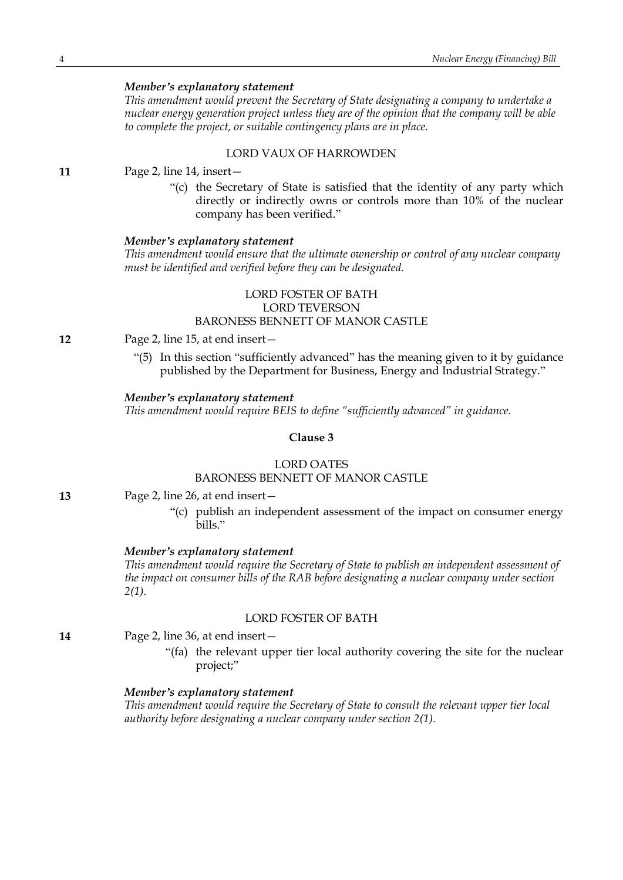*Member's explanatory statement*

*This amendment would prevent the Secretary of State designating a company to undertake a nuclear energy generation project unless they are of the opinion that the company will be able to complete the project, or suitable contingency plans are in place.*

LORD VAUX OF HARROWDEN

**11** Page 2, line 14, insert—

"(c) the Secretary of State is satisfied that the identity of any party which directly or indirectly owns or controls more than 10% of the nuclear company has been verified."

*Member's explanatory statement*

*This amendment would ensure that the ultimate ownership or control of any nuclear company must be identified and verified before they can be designated.*

LORD FOSTER OF BATH
LORD TEVERSON
BARONESS BENNETT OF MANOR CASTLE

**12** Page 2, line 15, at end insert—

"(5) In this section "sufficiently advanced" has the meaning given to it by guidance published by the Department for Business, Energy and Industrial Strategy."

*Member's explanatory statement*

*This amendment would require BEIS to define "sufficiently advanced" in guidance.*

**Clause 3**

LORD OATES
BARONESS BENNETT OF MANOR CASTLE

**13** Page 2, line 26, at end insert—

"(c) publish an independent assessment of the impact on consumer energy bills."

*Member's explanatory statement*

*This amendment would require the Secretary of State to publish an independent assessment of the impact on consumer bills of the RAB before designating a nuclear company under section 2(1).*

LORD FOSTER OF BATH

**14** Page 2, line 36, at end insert—

"(fa) the relevant upper tier local authority covering the site for the nuclear project;"

*Member's explanatory statement*

*This amendment would require the Secretary of State to consult the relevant upper tier local authority before designating a nuclear company under section 2(1).*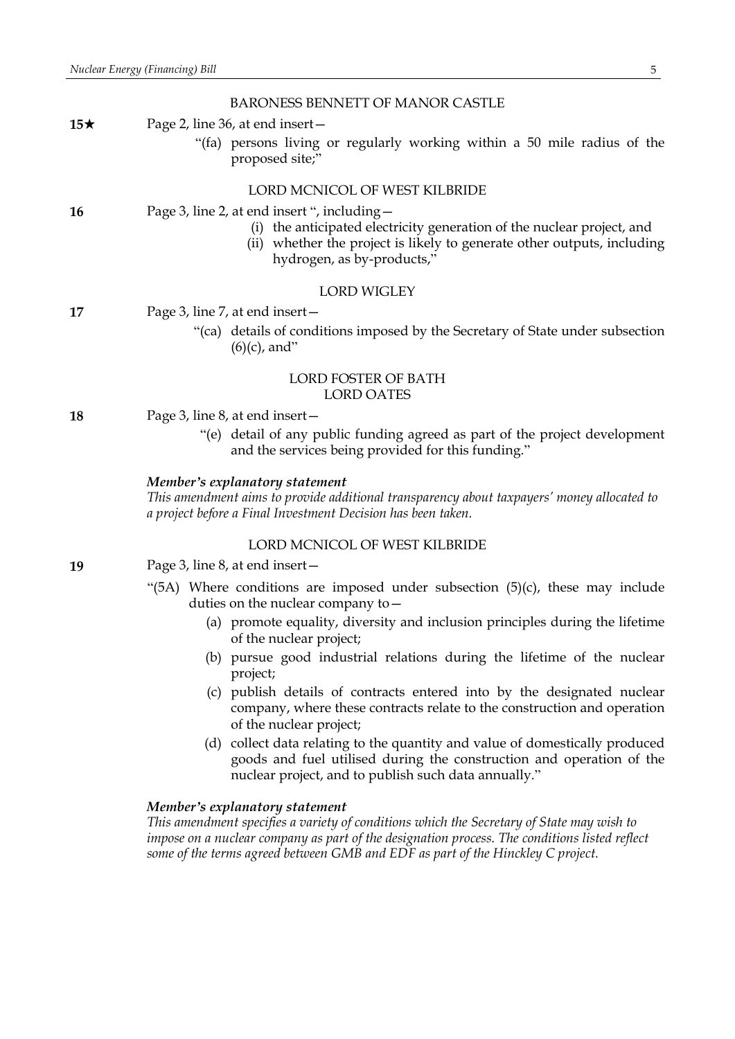BARONESS BENNETT OF MANOR CASTLE

**15★** Page 2, line 36, at end insert—

"(fa) persons living or regularly working within a 50 mile radius of the proposed site;"

LORD MCNICOL OF WEST KILBRIDE

**16** Page 3, line 2, at end insert ", including—

(i) the anticipated electricity generation of the nuclear project, and

(ii) whether the project is likely to generate other outputs, including hydrogen, as by-products,"

LORD WIGLEY

**17** Page 3, line 7, at end insert—

"(ca) details of conditions imposed by the Secretary of State under subsection (6)(c), and"

LORD FOSTER OF BATH
LORD OATES

**18** Page 3, line 8, at end insert—

"(e) detail of any public funding agreed as part of the project development and the services being provided for this funding."

***Member's explanatory statement***

*This amendment aims to provide additional transparency about taxpayers' money allocated to a project before a Final Investment Decision has been taken.*

LORD MCNICOL OF WEST KILBRIDE

**19** Page 3, line 8, at end insert—

"(5A) Where conditions are imposed under subsection (5)(c), these may include duties on the nuclear company to—

(a) promote equality, diversity and inclusion principles during the lifetime of the nuclear project;

(b) pursue good industrial relations during the lifetime of the nuclear project;

(c) publish details of contracts entered into by the designated nuclear company, where these contracts relate to the construction and operation of the nuclear project;

(d) collect data relating to the quantity and value of domestically produced goods and fuel utilised during the construction and operation of the nuclear project, and to publish such data annually."

***Member's explanatory statement***

*This amendment specifies a variety of conditions which the Secretary of State may wish to impose on a nuclear company as part of the designation process. The conditions listed reflect some of the terms agreed between GMB and EDF as part of the Hinckley C project.*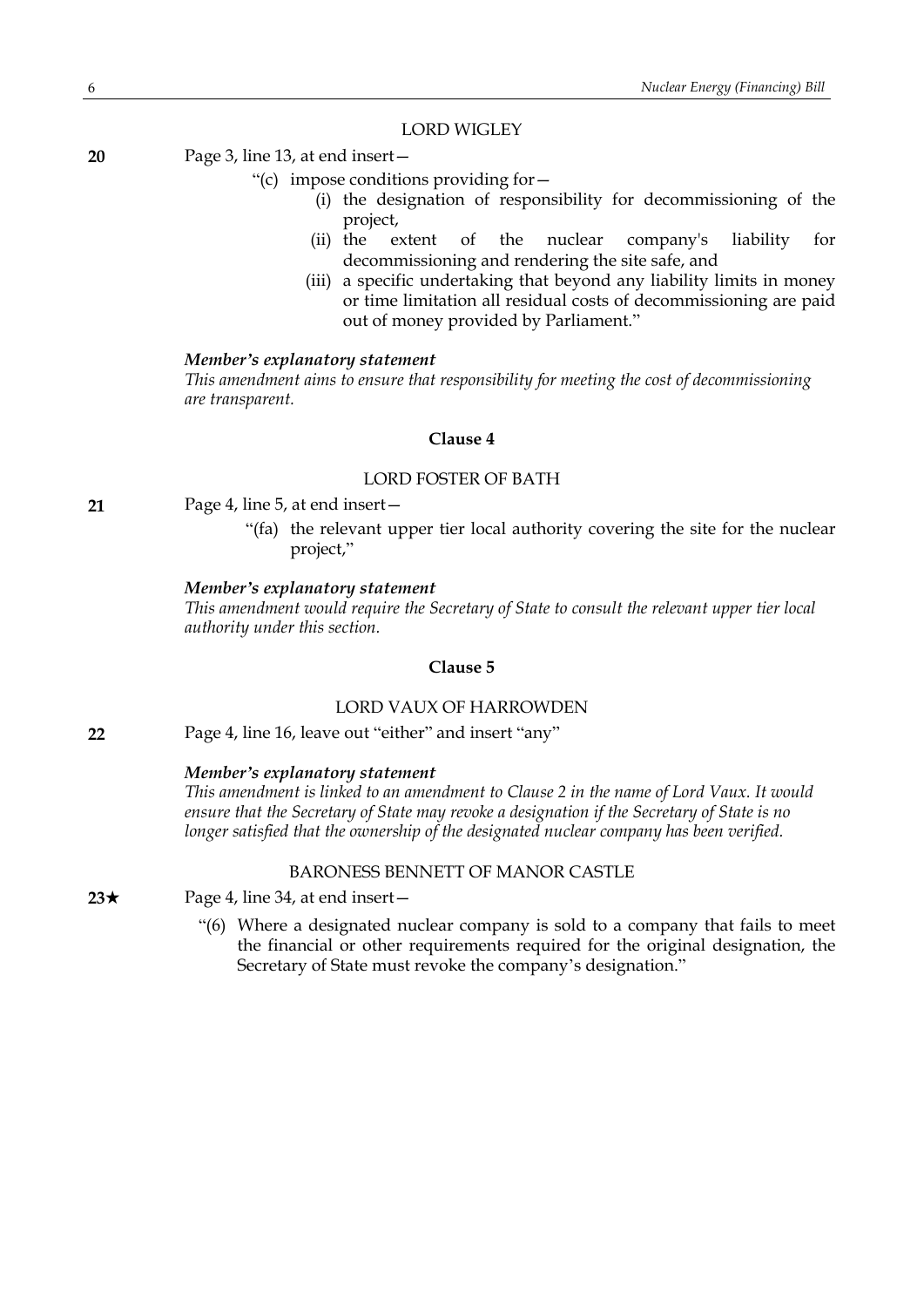LORD WIGLEY

**20** Page 3, line 13, at end insert—

"(c) impose conditions providing for—

(i) the designation of responsibility for decommissioning of the project,

(ii) the extent of the nuclear company's liability for decommissioning and rendering the site safe, and

(iii) a specific undertaking that beyond any liability limits in money or time limitation all residual costs of decommissioning are paid out of money provided by Parliament."

***Member's explanatory statement***

*This amendment aims to ensure that responsibility for meeting the cost of decommissioning are transparent.*

**Clause 4**

LORD FOSTER OF BATH

**21** Page 4, line 5, at end insert—

"(fa) the relevant upper tier local authority covering the site for the nuclear project,"

***Member's explanatory statement***

*This amendment would require the Secretary of State to consult the relevant upper tier local authority under this section.*

**Clause 5**

LORD VAUX OF HARROWDEN

**22** Page 4, line 16, leave out "either" and insert "any"

***Member's explanatory statement***

*This amendment is linked to an amendment to Clause 2 in the name of Lord Vaux. It would ensure that the Secretary of State may revoke a designation if the Secretary of State is no longer satisfied that the ownership of the designated nuclear company has been verified.*

BARONESS BENNETT OF MANOR CASTLE

**23★** Page 4, line 34, at end insert—

"(6) Where a designated nuclear company is sold to a company that fails to meet the financial or other requirements required for the original designation, the Secretary of State must revoke the company's designation."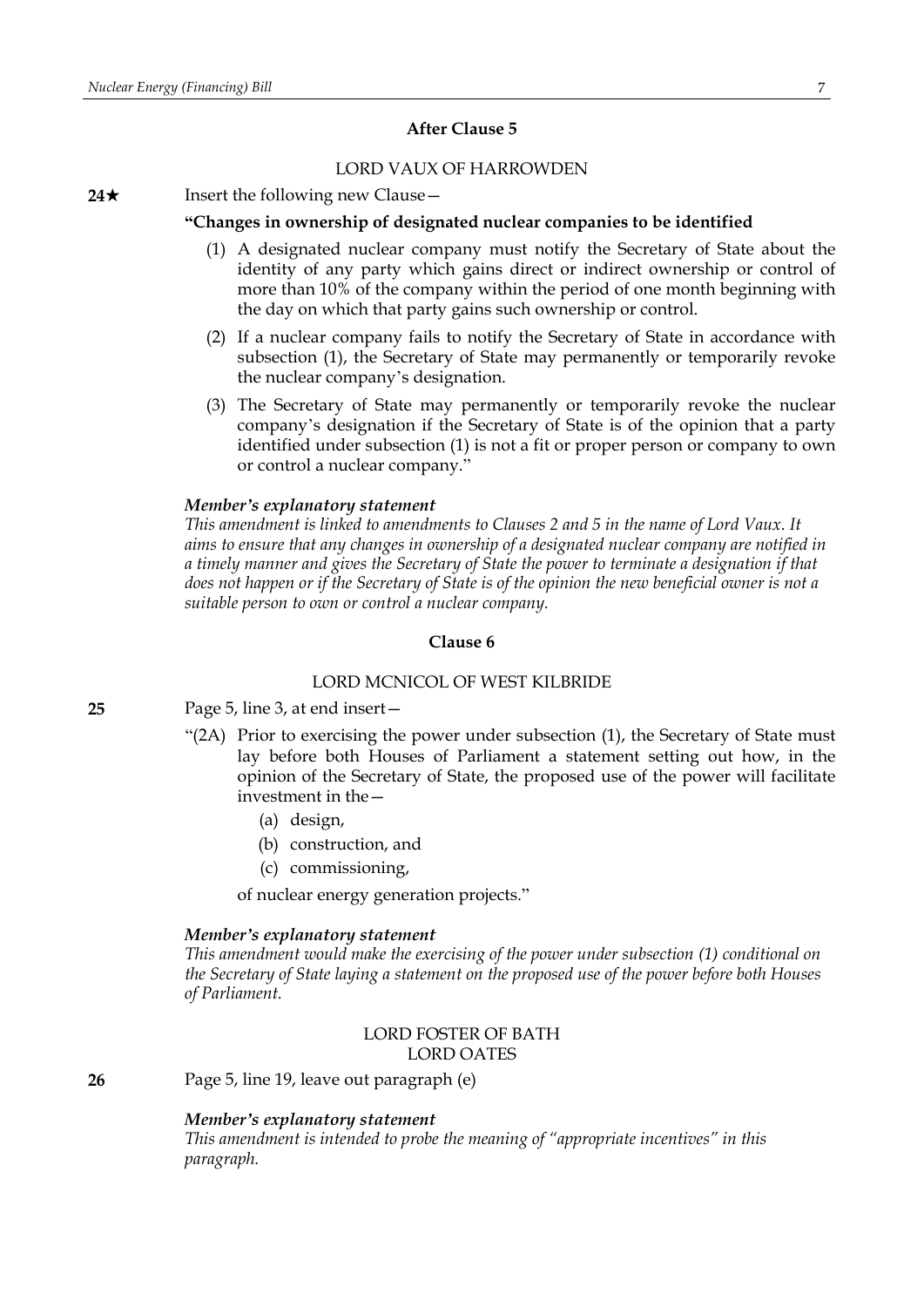**After Clause 5**

LORD VAUX OF HARROWDEN

**24★** Insert the following new Clause—

**"Changes in ownership of designated nuclear companies to be identified**

(1) A designated nuclear company must notify the Secretary of State about the identity of any party which gains direct or indirect ownership or control of more than 10% of the company within the period of one month beginning with the day on which that party gains such ownership or control.

(2) If a nuclear company fails to notify the Secretary of State in accordance with subsection (1), the Secretary of State may permanently or temporarily revoke the nuclear company's designation.

(3) The Secretary of State may permanently or temporarily revoke the nuclear company's designation if the Secretary of State is of the opinion that a party identified under subsection (1) is not a fit or proper person or company to own or control a nuclear company."

***Member's explanatory statement***

*This amendment is linked to amendments to Clauses 2 and 5 in the name of Lord Vaux. It aims to ensure that any changes in ownership of a designated nuclear company are notified in a timely manner and gives the Secretary of State the power to terminate a designation if that does not happen or if the Secretary of State is of the opinion the new beneficial owner is not a suitable person to own or control a nuclear company.*

**Clause 6**

LORD MCNICOL OF WEST KILBRIDE

**25** Page 5, line 3, at end insert—

"(2A) Prior to exercising the power under subsection (1), the Secretary of State must lay before both Houses of Parliament a statement setting out how, in the opinion of the Secretary of State, the proposed use of the power will facilitate investment in the—

(a) design,

(b) construction, and

(c) commissioning,

of nuclear energy generation projects."

***Member's explanatory statement***

*This amendment would make the exercising of the power under subsection (1) conditional on the Secretary of State laying a statement on the proposed use of the power before both Houses of Parliament.*

LORD FOSTER OF BATH
LORD OATES

**26** Page 5, line 19, leave out paragraph (e)

***Member's explanatory statement***

*This amendment is intended to probe the meaning of "appropriate incentives" in this paragraph.*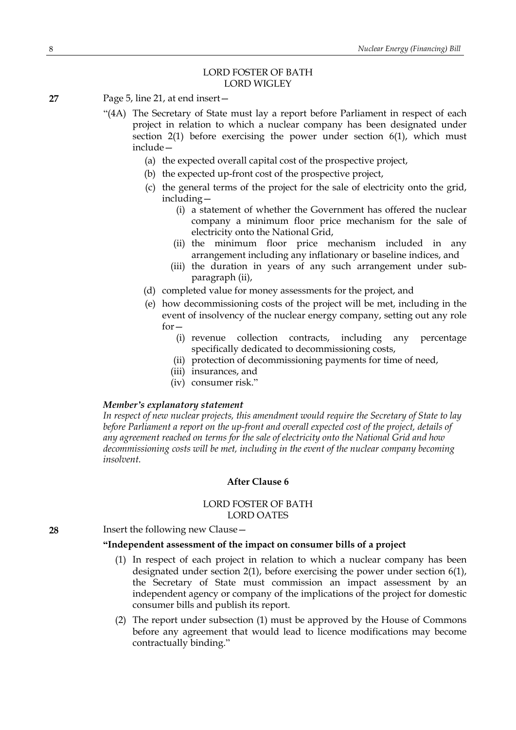LORD FOSTER OF BATH
LORD WIGLEY

**27** Page 5, line 21, at end insert—

"(4A) The Secretary of State must lay a report before Parliament in respect of each project in relation to which a nuclear company has been designated under section 2(1) before exercising the power under section 6(1), which must include—

(a) the expected overall capital cost of the prospective project,

(b) the expected up-front cost of the prospective project,

(c) the general terms of the project for the sale of electricity onto the grid, including—

(i) a statement of whether the Government has offered the nuclear company a minimum floor price mechanism for the sale of electricity onto the National Grid,

(ii) the minimum floor price mechanism included in any arrangement including any inflationary or baseline indices, and

(iii) the duration in years of any such arrangement under sub-paragraph (ii),

(d) completed value for money assessments for the project, and

(e) how decommissioning costs of the project will be met, including in the event of insolvency of the nuclear energy company, setting out any role for—

(i) revenue collection contracts, including any percentage specifically dedicated to decommissioning costs,

(ii) protection of decommissioning payments for time of need,

(iii) insurances, and

(iv) consumer risk."

***Member's explanatory statement***

*In respect of new nuclear projects, this amendment would require the Secretary of State to lay before Parliament a report on the up-front and overall expected cost of the project, details of any agreement reached on terms for the sale of electricity onto the National Grid and how decommissioning costs will be met, including in the event of the nuclear company becoming insolvent.*

**After Clause 6**

LORD FOSTER OF BATH
LORD OATES

**28** Insert the following new Clause—

**"Independent assessment of the impact on consumer bills of a project**

(1) In respect of each project in relation to which a nuclear company has been designated under section 2(1), before exercising the power under section 6(1), the Secretary of State must commission an impact assessment by an independent agency or company of the implications of the project for domestic consumer bills and publish its report.

(2) The report under subsection (1) must be approved by the House of Commons before any agreement that would lead to licence modifications may become contractually binding."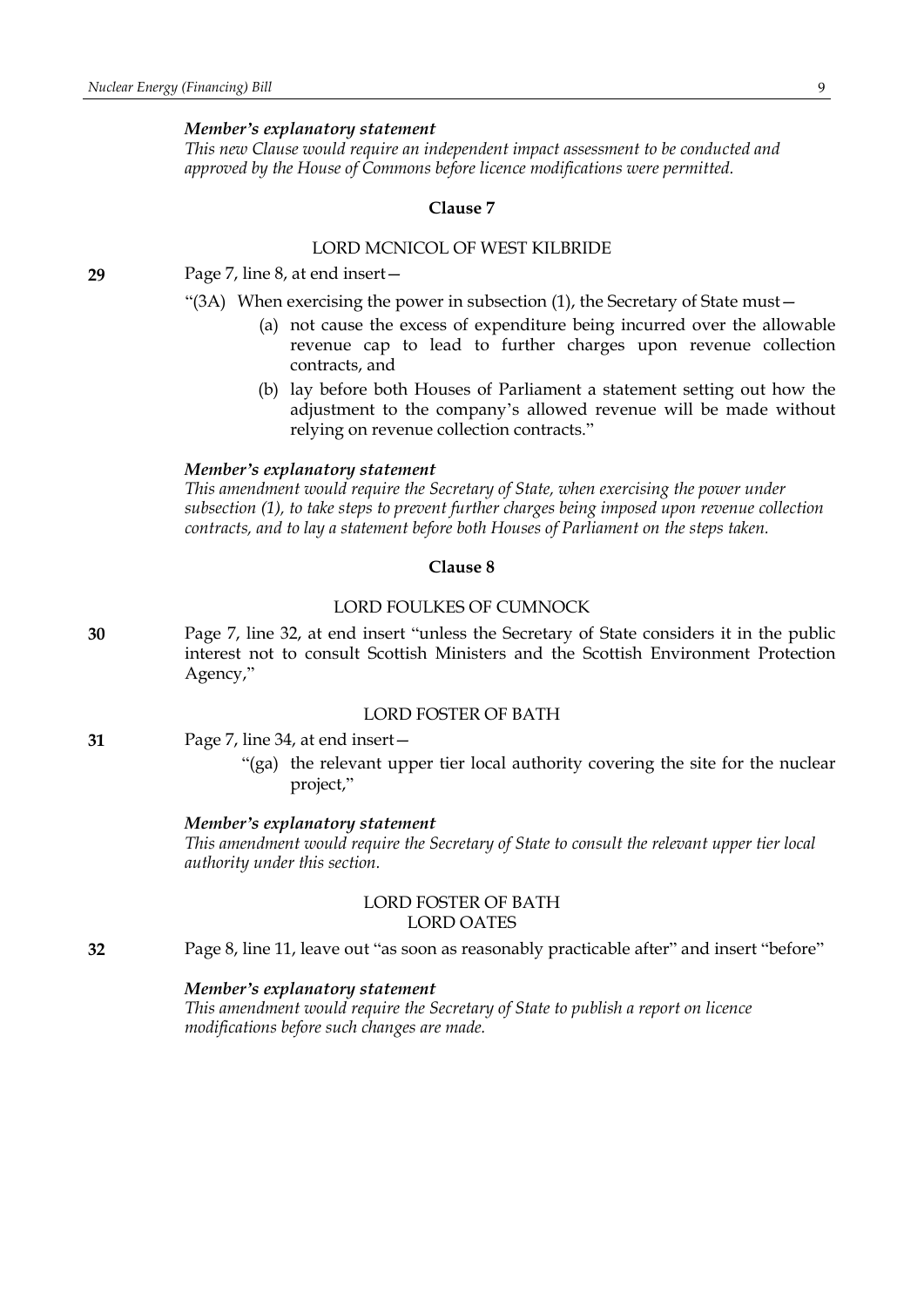***Member's explanatory statement***

*This new Clause would require an independent impact assessment to be conducted and approved by the House of Commons before licence modifications were permitted.*

**Clause 7**

LORD MCNICOL OF WEST KILBRIDE

**29** Page 7, line 8, at end insert—

"(3A) When exercising the power in subsection (1), the Secretary of State must—

(a) not cause the excess of expenditure being incurred over the allowable revenue cap to lead to further charges upon revenue collection contracts, and

(b) lay before both Houses of Parliament a statement setting out how the adjustment to the company's allowed revenue will be made without relying on revenue collection contracts."

***Member's explanatory statement***

*This amendment would require the Secretary of State, when exercising the power under subsection (1), to take steps to prevent further charges being imposed upon revenue collection contracts, and to lay a statement before both Houses of Parliament on the steps taken.*

**Clause 8**

LORD FOULKES OF CUMNOCK

**30** Page 7, line 32, at end insert "unless the Secretary of State considers it in the public interest not to consult Scottish Ministers and the Scottish Environment Protection Agency,"

LORD FOSTER OF BATH

**31** Page 7, line 34, at end insert—

"(ga) the relevant upper tier local authority covering the site for the nuclear project,"

***Member's explanatory statement***

*This amendment would require the Secretary of State to consult the relevant upper tier local authority under this section.*

LORD FOSTER OF BATH
LORD OATES

**32** Page 8, line 11, leave out "as soon as reasonably practicable after" and insert "before"

***Member's explanatory statement***

*This amendment would require the Secretary of State to publish a report on licence modifications before such changes are made.*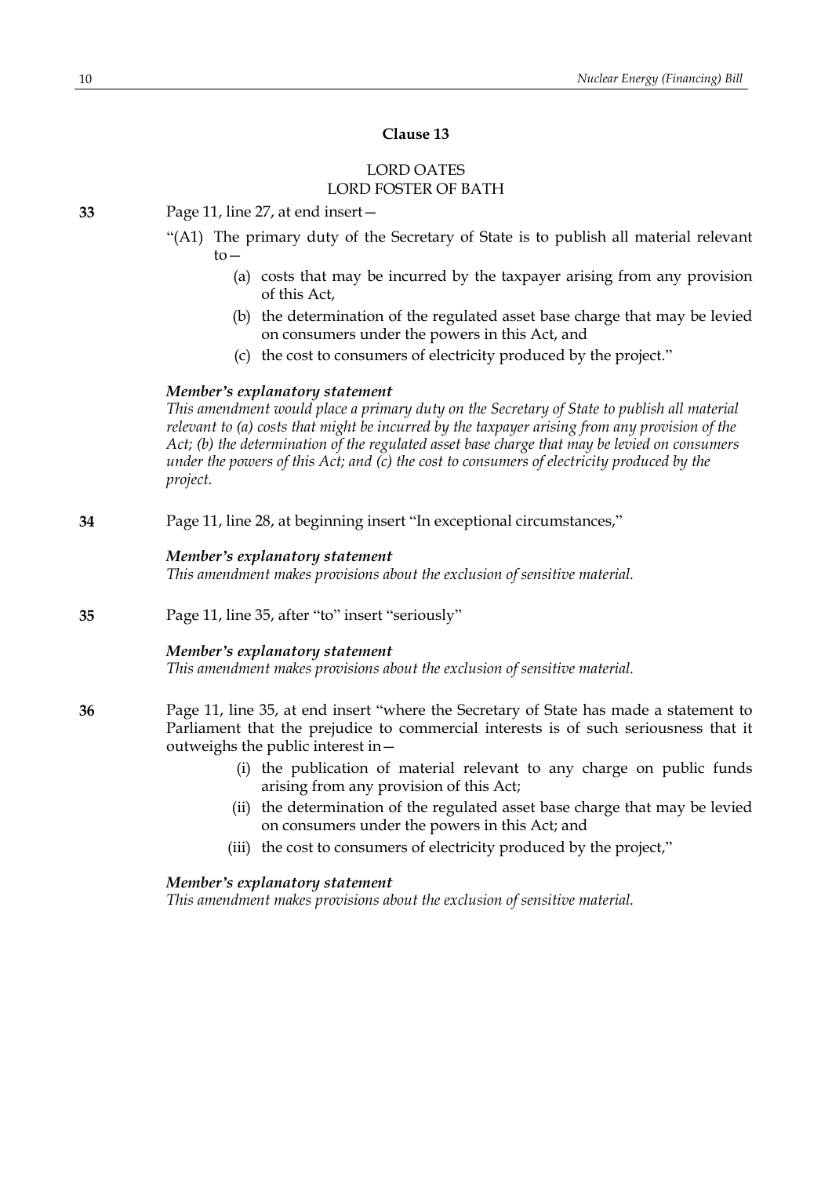**Clause 13**

LORD OATES
LORD FOSTER OF BATH

**33** Page 11, line 27, at end insert—

"(A1) The primary duty of the Secretary of State is to publish all material relevant to—

(a) costs that may be incurred by the taxpayer arising from any provision of this Act,

(b) the determination of the regulated asset base charge that may be levied on consumers under the powers in this Act, and

(c) the cost to consumers of electricity produced by the project."

***Member's explanatory statement***

*This amendment would place a primary duty on the Secretary of State to publish all material relevant to (a) costs that might be incurred by the taxpayer arising from any provision of the Act; (b) the determination of the regulated asset base charge that may be levied on consumers under the powers of this Act; and (c) the cost to consumers of electricity produced by the project.*

**34** Page 11, line 28, at beginning insert "In exceptional circumstances,"

***Member's explanatory statement***

*This amendment makes provisions about the exclusion of sensitive material.*

**35** Page 11, line 35, after "to" insert "seriously"

***Member's explanatory statement***

*This amendment makes provisions about the exclusion of sensitive material.*

**36** Page 11, line 35, at end insert "where the Secretary of State has made a statement to Parliament that the prejudice to commercial interests is of such seriousness that it outweighs the public interest in—

(i) the publication of material relevant to any charge on public funds arising from any provision of this Act;

(ii) the determination of the regulated asset base charge that may be levied on consumers under the powers in this Act; and

(iii) the cost to consumers of electricity produced by the project,"

***Member's explanatory statement***

*This amendment makes provisions about the exclusion of sensitive material.*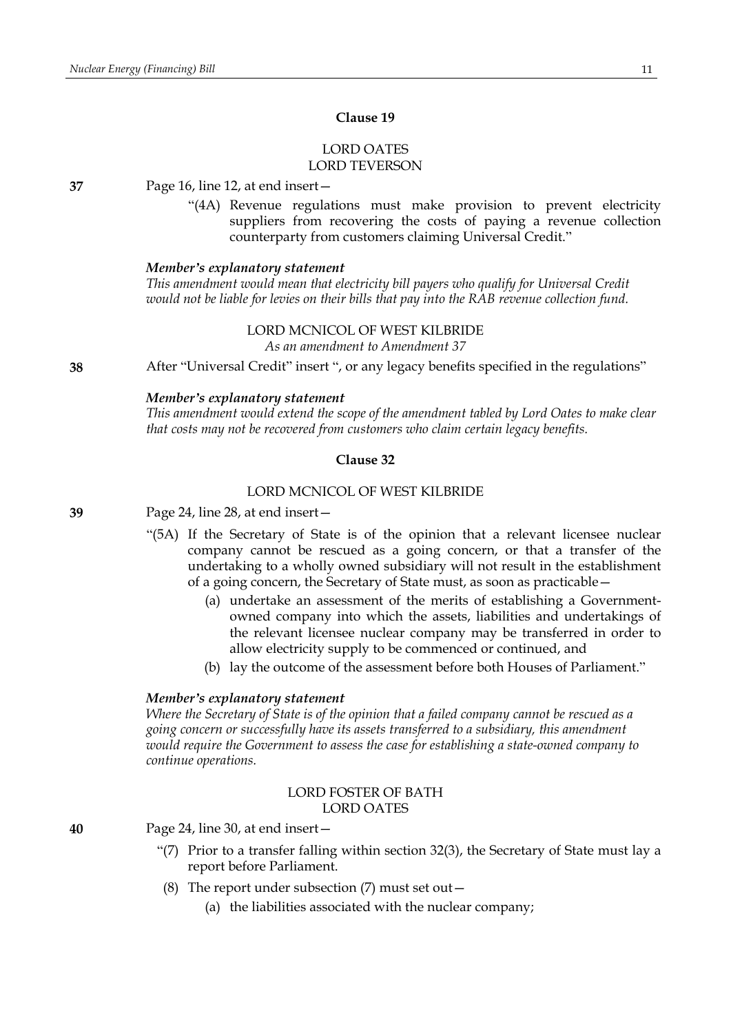### Clause 19

LORD OATES
LORD TEVERSON

**37** Page 16, line 12, at end insert—

"(4A) Revenue regulations must make provision to prevent electricity suppliers from recovering the costs of paying a revenue collection counterparty from customers claiming Universal Credit."

***Member's explanatory statement***

*This amendment would mean that electricity bill payers who qualify for Universal Credit would not be liable for levies on their bills that pay into the RAB revenue collection fund.*

LORD MCNICOL OF WEST KILBRIDE

*As an amendment to Amendment 37*

**38** After "Universal Credit" insert ", or any legacy benefits specified in the regulations"

***Member's explanatory statement***

*This amendment would extend the scope of the amendment tabled by Lord Oates to make clear that costs may not be recovered from customers who claim certain legacy benefits.*

### Clause 32

LORD MCNICOL OF WEST KILBRIDE

**39** Page 24, line 28, at end insert—

"(5A) If the Secretary of State is of the opinion that a relevant licensee nuclear company cannot be rescued as a going concern, or that a transfer of the undertaking to a wholly owned subsidiary will not result in the establishment of a going concern, the Secretary of State must, as soon as practicable—

(a) undertake an assessment of the merits of establishing a Government-owned company into which the assets, liabilities and undertakings of the relevant licensee nuclear company may be transferred in order to allow electricity supply to be commenced or continued, and

(b) lay the outcome of the assessment before both Houses of Parliament."

***Member's explanatory statement***

*Where the Secretary of State is of the opinion that a failed company cannot be rescued as a going concern or successfully have its assets transferred to a subsidiary, this amendment would require the Government to assess the case for establishing a state-owned company to continue operations.*

LORD FOSTER OF BATH
LORD OATES

**40** Page 24, line 30, at end insert—

"(7) Prior to a transfer falling within section 32(3), the Secretary of State must lay a report before Parliament.

(8) The report under subsection (7) must set out—

(a) the liabilities associated with the nuclear company;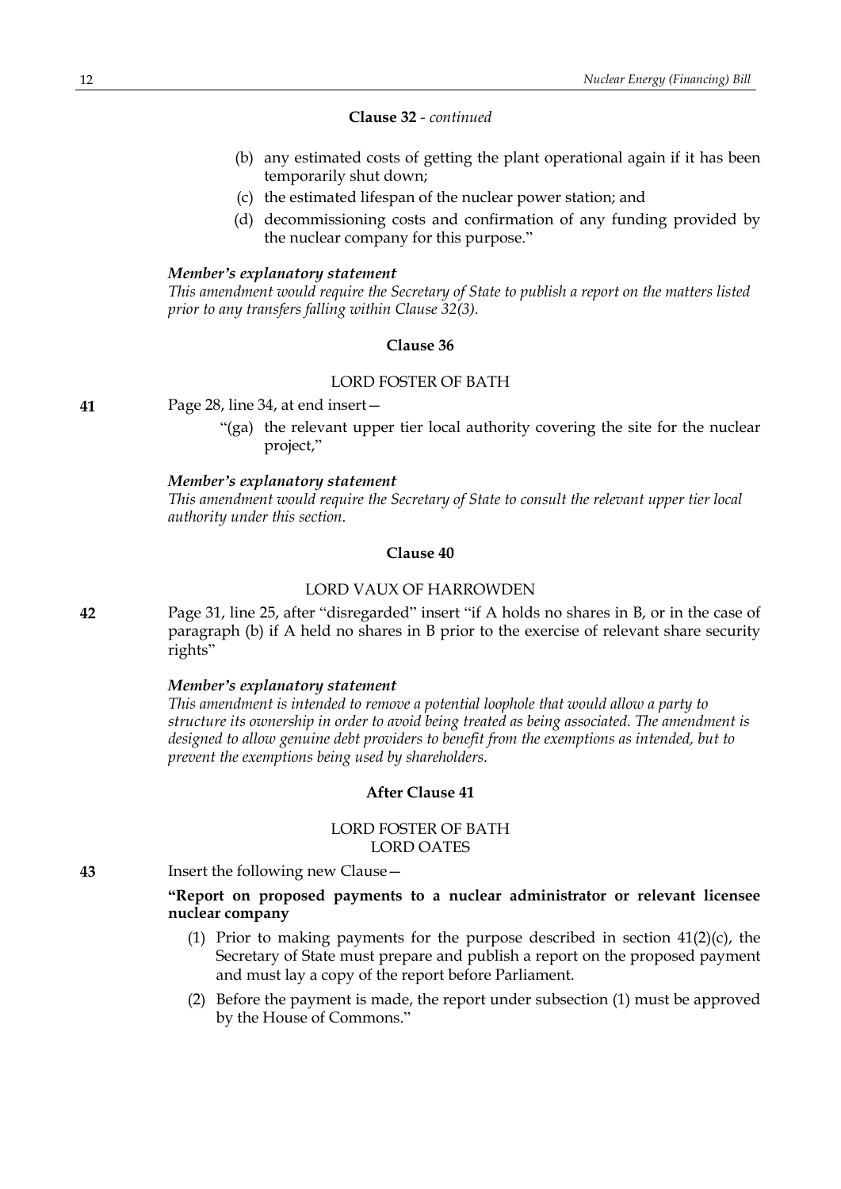**Clause 32** - *continued*

(b) any estimated costs of getting the plant operational again if it has been temporarily shut down;

(c) the estimated lifespan of the nuclear power station; and

(d) decommissioning costs and confirmation of any funding provided by the nuclear company for this purpose."

***Member's explanatory statement***

*This amendment would require the Secretary of State to publish a report on the matters listed prior to any transfers falling within Clause 32(3).*

**Clause 36**

LORD FOSTER OF BATH

**41** Page 28, line 34, at end insert—

"(ga) the relevant upper tier local authority covering the site for the nuclear project,"

***Member's explanatory statement***

*This amendment would require the Secretary of State to consult the relevant upper tier local authority under this section.*

**Clause 40**

LORD VAUX OF HARROWDEN

**42** Page 31, line 25, after "disregarded" insert "if A holds no shares in B, or in the case of paragraph (b) if A held no shares in B prior to the exercise of relevant share security rights"

***Member's explanatory statement***

*This amendment is intended to remove a potential loophole that would allow a party to structure its ownership in order to avoid being treated as being associated. The amendment is designed to allow genuine debt providers to benefit from the exemptions as intended, but to prevent the exemptions being used by shareholders.*

**After Clause 41**

LORD FOSTER OF BATH
LORD OATES

**43** Insert the following new Clause—

**"Report on proposed payments to a nuclear administrator or relevant licensee nuclear company**

(1) Prior to making payments for the purpose described in section 41(2)(c), the Secretary of State must prepare and publish a report on the proposed payment and must lay a copy of the report before Parliament.

(2) Before the payment is made, the report under subsection (1) must be approved by the House of Commons."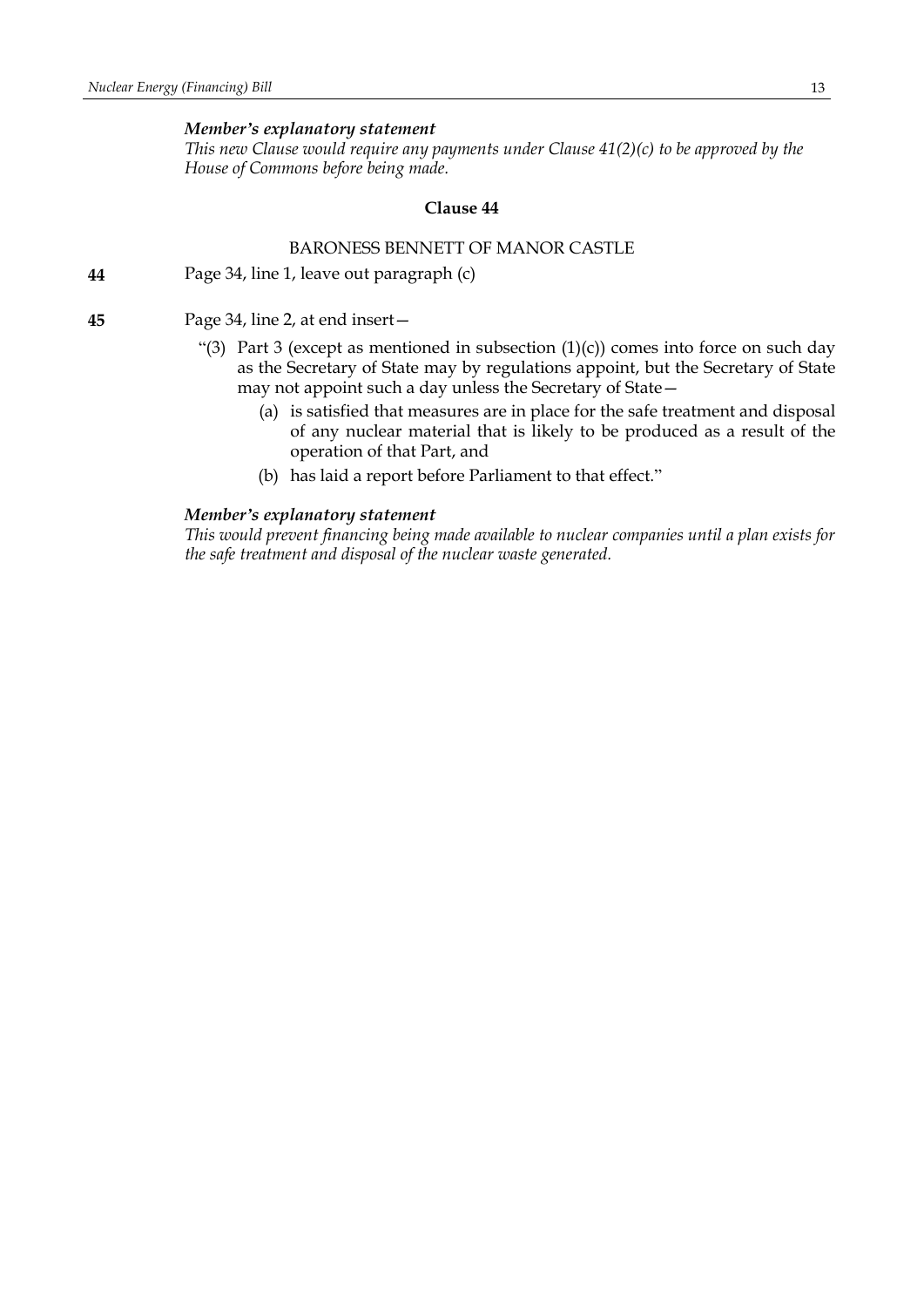***Member's explanatory statement***

*This new Clause would require any payments under Clause 41(2)(c) to be approved by the House of Commons before being made.*

**Clause 44**

BARONESS BENNETT OF MANOR CASTLE

**44** Page 34, line 1, leave out paragraph (c)

**45** Page 34, line 2, at end insert—

"(3) Part 3 (except as mentioned in subsection (1)(c)) comes into force on such day as the Secretary of State may by regulations appoint, but the Secretary of State may not appoint such a day unless the Secretary of State—

(a) is satisfied that measures are in place for the safe treatment and disposal of any nuclear material that is likely to be produced as a result of the operation of that Part, and

(b) has laid a report before Parliament to that effect."

***Member's explanatory statement***

*This would prevent financing being made available to nuclear companies until a plan exists for the safe treatment and disposal of the nuclear waste generated.*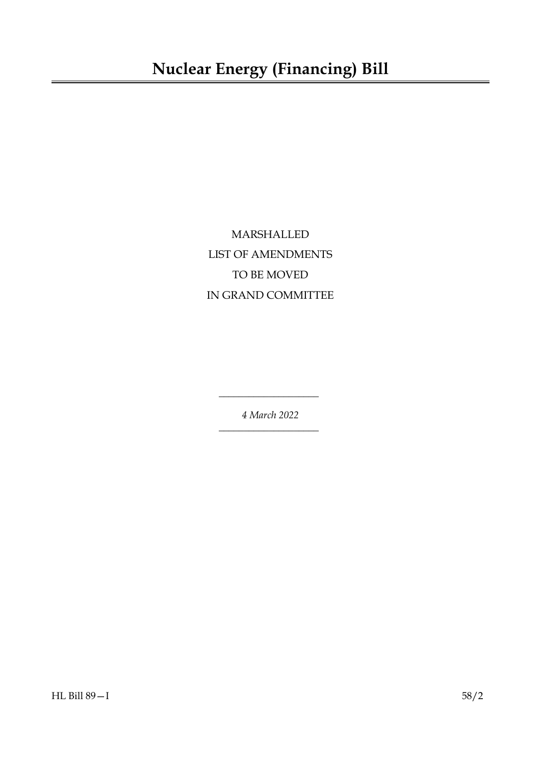# Nuclear Energy (Financing) Bill

MARSHALLED

LIST OF AMENDMENTS

TO BE MOVED

IN GRAND COMMITTEE

---

*4 March 2022*

---

HL Bill 89—I

58/2